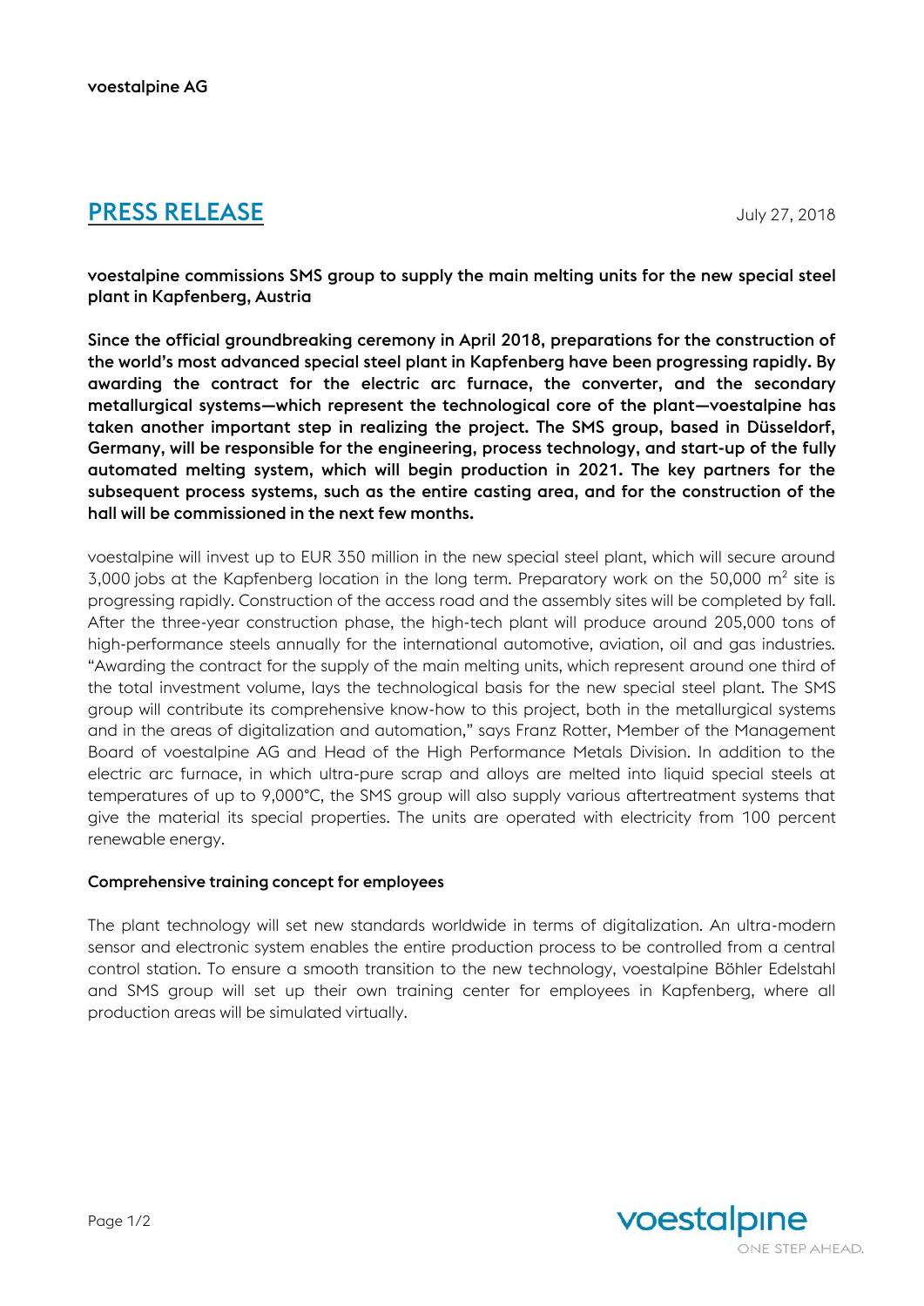voestalpine AG

# PRESS RELEASE

July 27, 2018

**voestalpine commissions SMS group to supply the main melting units for the new special steel plant in Kapfenberg, Austria**

**Since the official groundbreaking ceremony in April 2018, preparations for the construction of the world's most advanced special steel plant in Kapfenberg have been progressing rapidly. By awarding the contract for the electric arc furnace, the converter, and the secondary metallurgical systems—which represent the technological core of the plant—voestalpine has taken another important step in realizing the project. The SMS group, based in Düsseldorf, Germany, will be responsible for the engineering, process technology, and start-up of the fully automated melting system, which will begin production in 2021. The key partners for the subsequent process systems, such as the entire casting area, and for the construction of the hall will be commissioned in the next few months.**

voestalpine will invest up to EUR 350 million in the new special steel plant, which will secure around 3,000 jobs at the Kapfenberg location in the long term. Preparatory work on the 50,000 m² site is progressing rapidly. Construction of the access road and the assembly sites will be completed by fall. After the three-year construction phase, the high-tech plant will produce around 205,000 tons of high-performance steels annually for the international automotive, aviation, oil and gas industries. "Awarding the contract for the supply of the main melting units, which represent around one third of the total investment volume, lays the technological basis for the new special steel plant. The SMS group will contribute its comprehensive know-how to this project, both in the metallurgical systems and in the areas of digitalization and automation," says Franz Rotter, Member of the Management Board of voestalpine AG and Head of the High Performance Metals Division. In addition to the electric arc furnace, in which ultra-pure scrap and alloys are melted into liquid special steels at temperatures of up to 9,000°C, the SMS group will also supply various aftertreatment systems that give the material its special properties. The units are operated with electricity from 100 percent renewable energy.

**Comprehensive training concept for employees**

The plant technology will set new standards worldwide in terms of digitalization. An ultra-modern sensor and electronic system enables the entire production process to be controlled from a central control station. To ensure a smooth transition to the new technology, voestalpine Böhler Edelstahl and SMS group will set up their own training center for employees in Kapfenberg, where all production areas will be simulated virtually.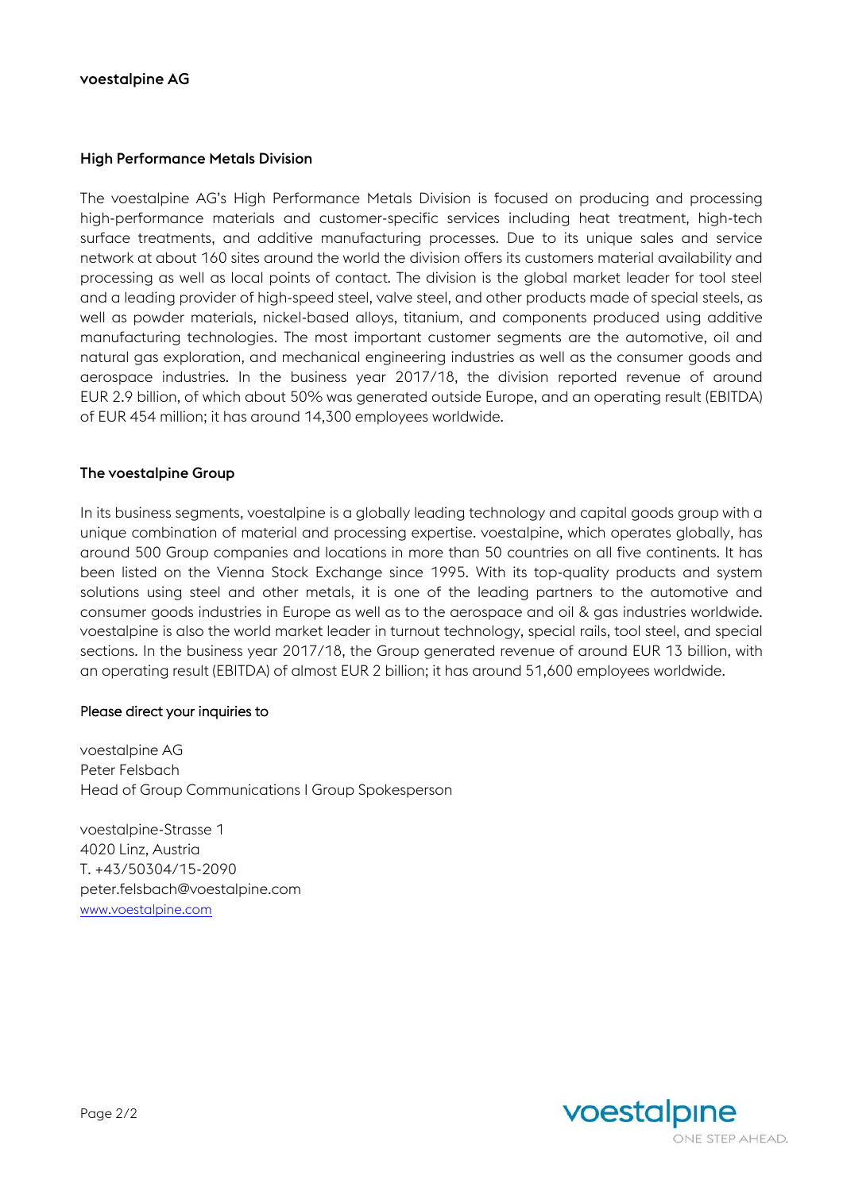voestalpine AG

## High Performance Metals Division

The voestalpine AG's High Performance Metals Division is focused on producing and processing high-performance materials and customer-specific services including heat treatment, high-tech surface treatments, and additive manufacturing processes. Due to its unique sales and service network at about 160 sites around the world the division offers its customers material availability and processing as well as local points of contact. The division is the global market leader for tool steel and a leading provider of high-speed steel, valve steel, and other products made of special steels, as well as powder materials, nickel-based alloys, titanium, and components produced using additive manufacturing technologies. The most important customer segments are the automotive, oil and natural gas exploration, and mechanical engineering industries as well as the consumer goods and aerospace industries. In the business year 2017/18, the division reported revenue of around EUR 2.9 billion, of which about 50% was generated outside Europe, and an operating result (EBITDA) of EUR 454 million; it has around 14,300 employees worldwide.

## The voestalpine Group

In its business segments, voestalpine is a globally leading technology and capital goods group with a unique combination of material and processing expertise. voestalpine, which operates globally, has around 500 Group companies and locations in more than 50 countries on all five continents. It has been listed on the Vienna Stock Exchange since 1995. With its top-quality products and system solutions using steel and other metals, it is one of the leading partners to the automotive and consumer goods industries in Europe as well as to the aerospace and oil & gas industries worldwide. voestalpine is also the world market leader in turnout technology, special rails, tool steel, and special sections. In the business year 2017/18, the Group generated revenue of around EUR 13 billion, with an operating result (EBITDA) of almost EUR 2 billion; it has around 51,600 employees worldwide.

### Please direct your inquiries to

voestalpine AG
Peter Felsbach
Head of Group Communications I Group Spokesperson

voestalpine-Strasse 1
4020 Linz, Austria
T. +43/50304/15-2090
peter.felsbach@voestalpine.com
www.voestalpine.com

voestalpine
ONE STEP AHEAD.